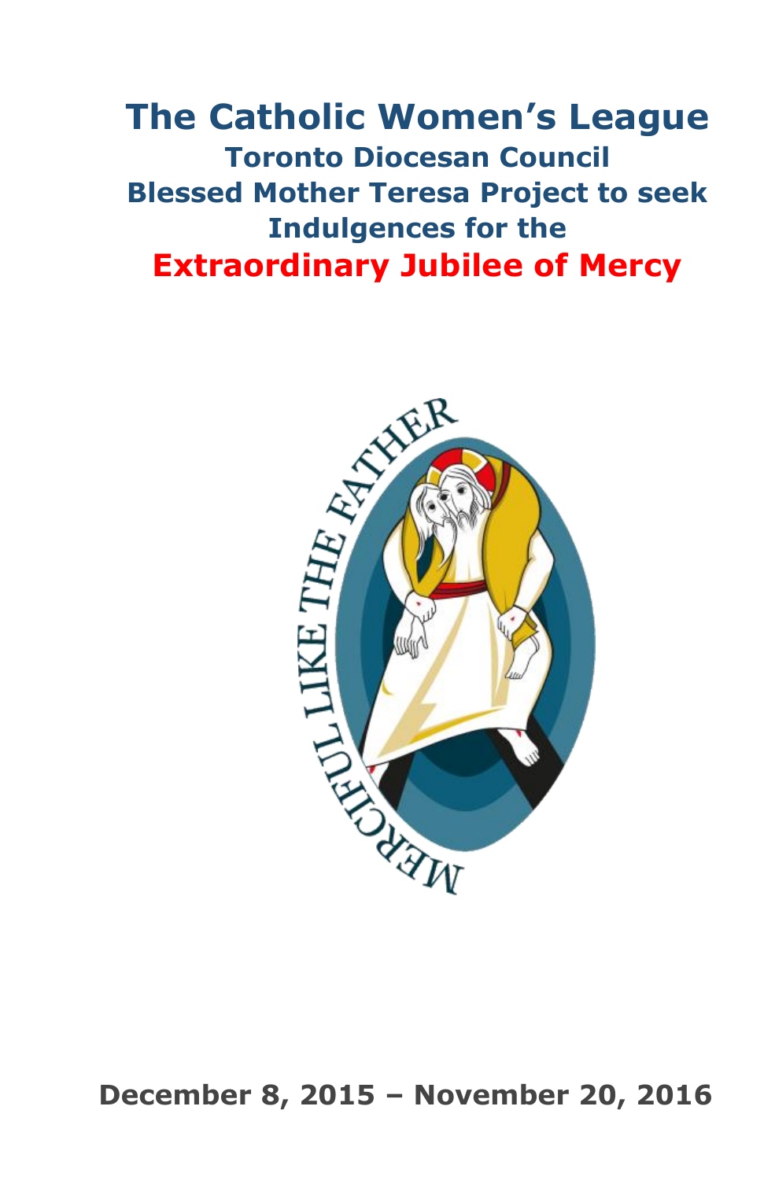# The Catholic Women's League

## Toronto Diocesan Council

## Blessed Mother Teresa Project to seek Indulgences for the

## Extraordinary Jubilee of Mercy

**December 8, 2015 – November 20, 2016**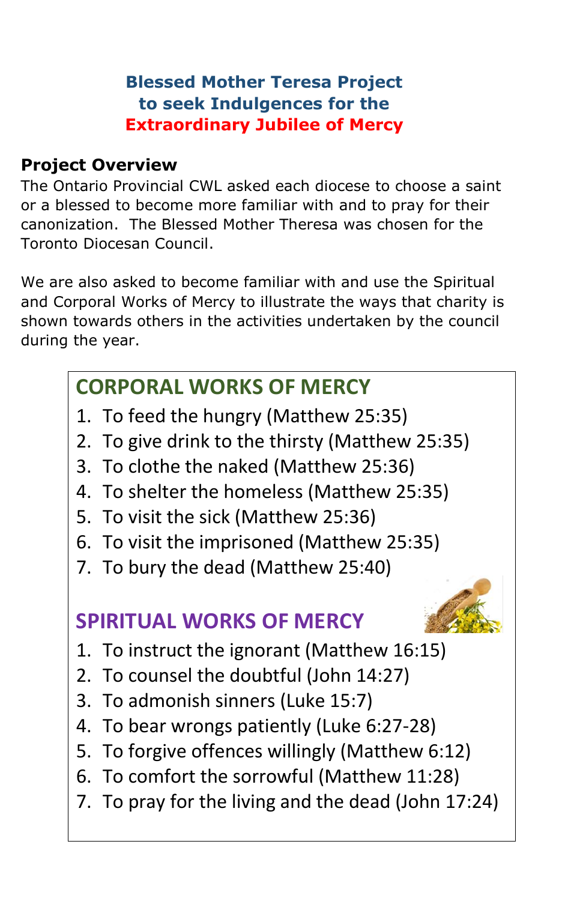# Blessed Mother Teresa Project to seek Indulgences for the Extraordinary Jubilee of Mercy

## Project Overview

The Ontario Provincial CWL asked each diocese to choose a saint or a blessed to become more familiar with and to pray for their canonization. The Blessed Mother Theresa was chosen for the Toronto Diocesan Council.

We are also asked to become familiar with and use the Spiritual and Corporal Works of Mercy to illustrate the ways that charity is shown towards others in the activities undertaken by the council during the year.

## CORPORAL WORKS OF MERCY

1. To feed the hungry (Matthew 25:35)
2. To give drink to the thirsty (Matthew 25:35)
3. To clothe the naked (Matthew 25:36)
4. To shelter the homeless (Matthew 25:35)
5. To visit the sick (Matthew 25:36)
6. To visit the imprisoned (Matthew 25:35)
7. To bury the dead (Matthew 25:40)

## SPIRITUAL WORKS OF MERCY

1. To instruct the ignorant (Matthew 16:15)
2. To counsel the doubtful (John 14:27)
3. To admonish sinners (Luke 15:7)
4. To bear wrongs patiently (Luke 6:27-28)
5. To forgive offences willingly (Matthew 6:12)
6. To comfort the sorrowful (Matthew 11:28)
7. To pray for the living and the dead (John 17:24)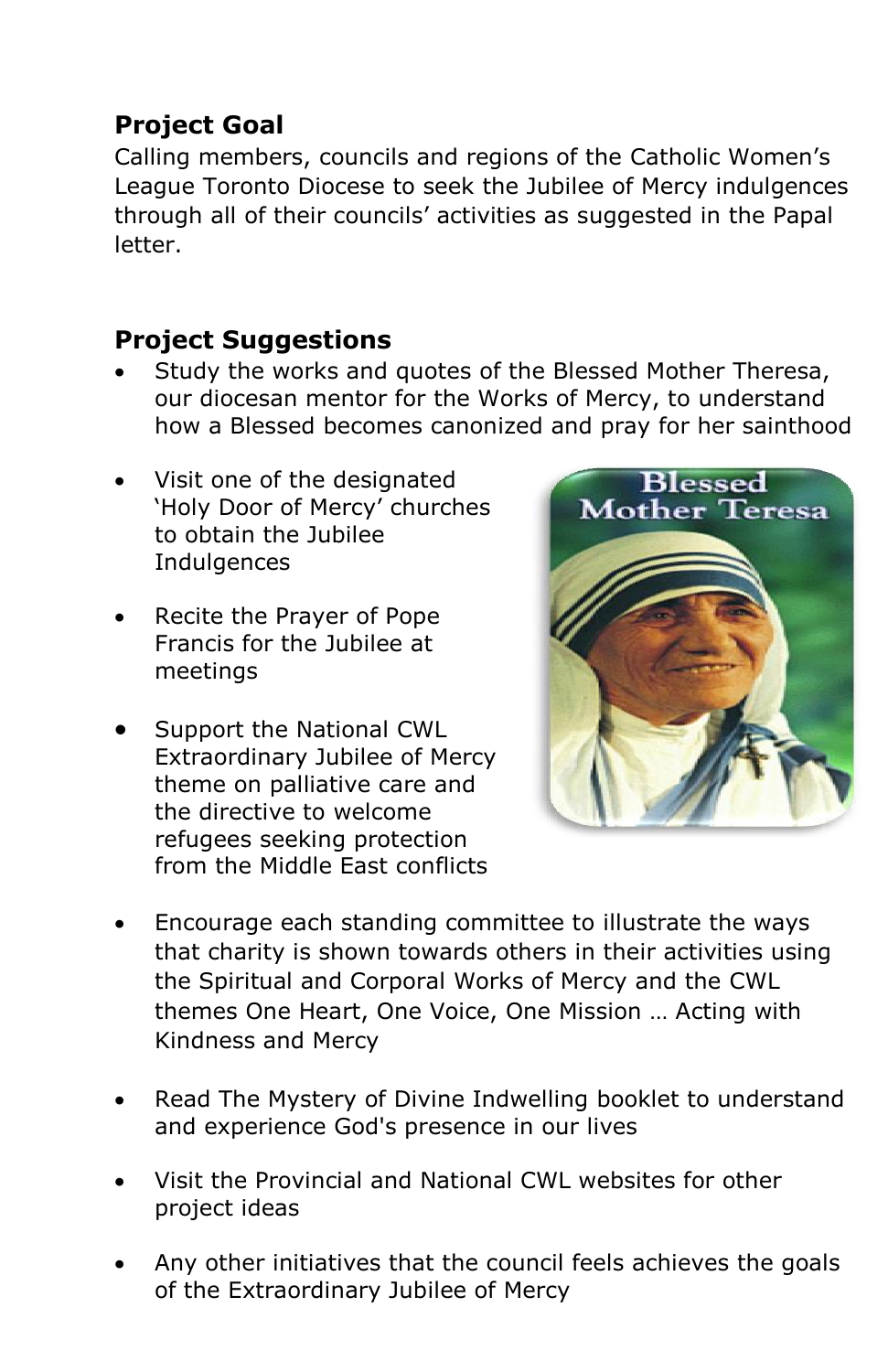## Project Goal

Calling members, councils and regions of the Catholic Women's League Toronto Diocese to seek the Jubilee of Mercy indulgences through all of their councils' activities as suggested in the Papal letter.

## Project Suggestions

- Study the works and quotes of the Blessed Mother Theresa, our diocesan mentor for the Works of Mercy, to understand how a Blessed becomes canonized and pray for her sainthood
- Visit one of the designated 'Holy Door of Mercy' churches to obtain the Jubilee Indulgences
- Recite the Prayer of Pope Francis for the Jubilee at meetings
- Support the National CWL Extraordinary Jubilee of Mercy theme on palliative care and the directive to welcome refugees seeking protection from the Middle East conflicts
- Encourage each standing committee to illustrate the ways that charity is shown towards others in their activities using the Spiritual and Corporal Works of Mercy and the CWL themes One Heart, One Voice, One Mission … Acting with Kindness and Mercy
- Read The Mystery of Divine Indwelling booklet to understand and experience God's presence in our lives
- Visit the Provincial and National CWL websites for other project ideas
- Any other initiatives that the council feels achieves the goals of the Extraordinary Jubilee of Mercy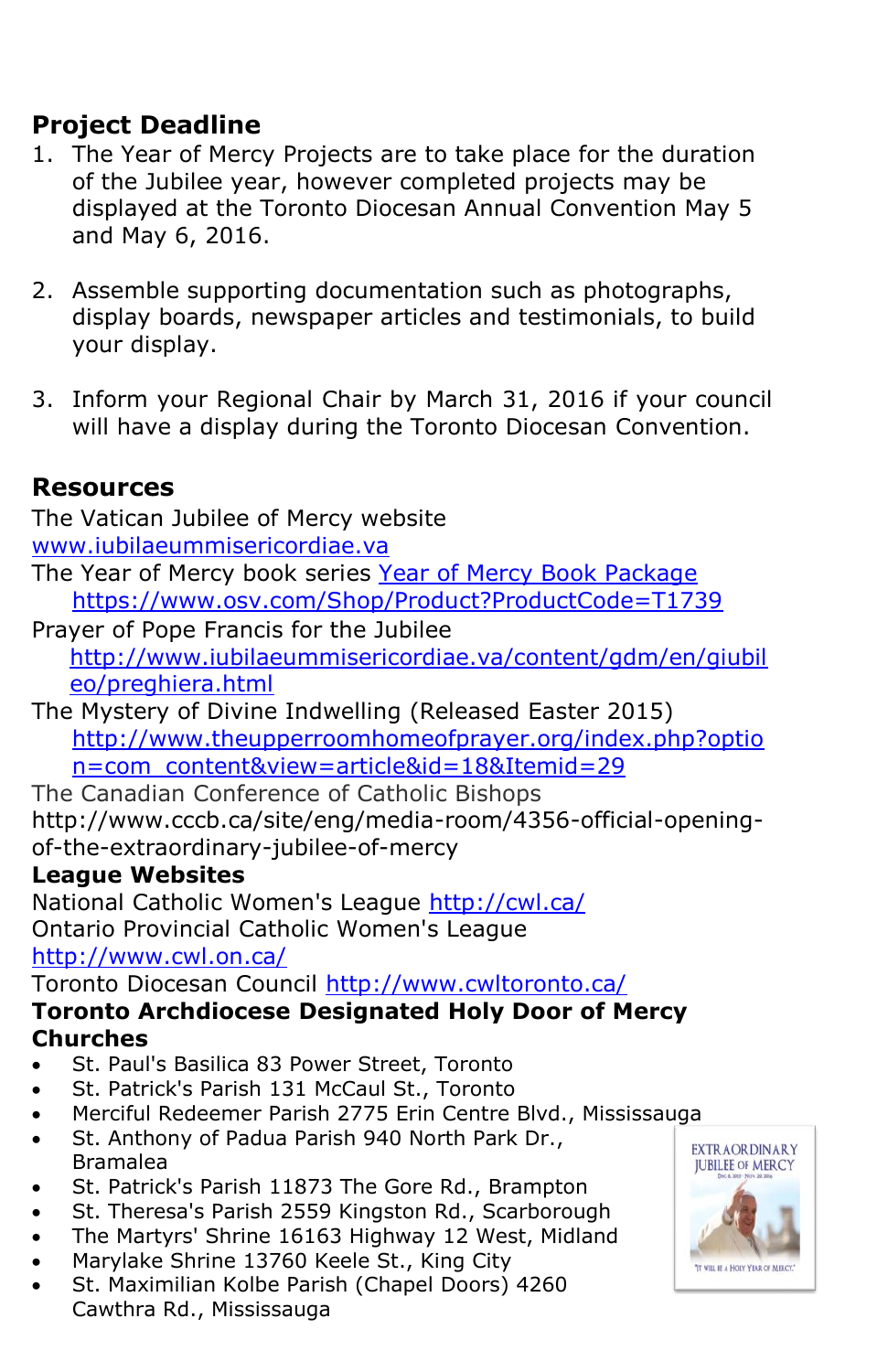## Project Deadline

1. The Year of Mercy Projects are to take place for the duration of the Jubilee year, however completed projects may be displayed at the Toronto Diocesan Annual Convention May 5 and May 6, 2016.

2. Assemble supporting documentation such as photographs, display boards, newspaper articles and testimonials, to build your display.

3. Inform your Regional Chair by March 31, 2016 if your council will have a display during the Toronto Diocesan Convention.

## Resources

The Vatican Jubilee of Mercy website
www.iubilaeummisericordiae.va

The Year of Mercy book series Year of Mercy Book Package
https://www.osv.com/Shop/Product?ProductCode=T1739

Prayer of Pope Francis for the Jubilee
http://www.iubilaeummisericordiae.va/content/gdm/en/giubileo/preghiera.html

The Mystery of Divine Indwelling (Released Easter 2015)
http://www.theupperroomhomeofprayer.org/index.php?option=com_content&view=article&id=18&Itemid=29

The Canadian Conference of Catholic Bishops
http://www.cccb.ca/site/eng/media-room/4356-official-opening-of-the-extraordinary-jubilee-of-mercy

**League Websites**

National Catholic Women's League http://cwl.ca/

Ontario Provincial Catholic Women's League
http://www.cwl.on.ca/

Toronto Diocesan Council http://www.cwltoronto.ca/

**Toronto Archdiocese Designated Holy Door of Mercy Churches**

- St. Paul's Basilica 83 Power Street, Toronto
- St. Patrick's Parish 131 McCaul St., Toronto
- Merciful Redeemer Parish 2775 Erin Centre Blvd., Mississauga
- St. Anthony of Padua Parish 940 North Park Dr., Bramalea
- St. Patrick's Parish 11873 The Gore Rd., Brampton
- St. Theresa's Parish 2559 Kingston Rd., Scarborough
- The Martyrs' Shrine 16163 Highway 12 West, Midland
- Marylake Shrine 13760 Keele St., King City
- St. Maximilian Kolbe Parish (Chapel Doors) 4260 Cawthra Rd., Mississauga